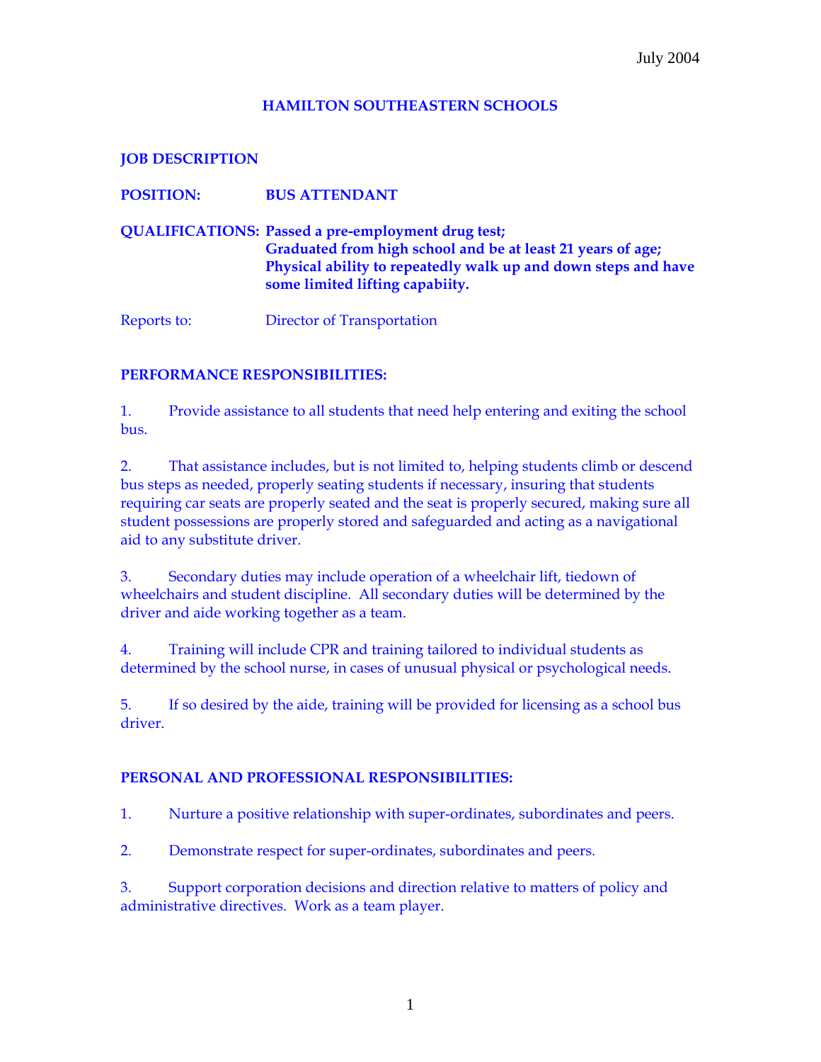July 2004

# HAMILTON SOUTHEASTERN SCHOOLS

## JOB DESCRIPTION

**POSITION:** **BUS ATTENDANT**

**QUALIFICATIONS:** **Passed a pre-employment drug test;**
**Graduated from high school and be at least 21 years of age;**
**Physical ability to repeatedly walk up and down steps and have some limited lifting capabiity.**

Reports to: Director of Transportation

## PERFORMANCE RESPONSIBILITIES:

1. Provide assistance to all students that need help entering and exiting the school bus.

2. That assistance includes, but is not limited to, helping students climb or descend bus steps as needed, properly seating students if necessary, insuring that students requiring car seats are properly seated and the seat is properly secured, making sure all student possessions are properly stored and safeguarded and acting as a navigational aid to any substitute driver.

3. Secondary duties may include operation of a wheelchair lift, tiedown of wheelchairs and student discipline. All secondary duties will be determined by the driver and aide working together as a team.

4. Training will include CPR and training tailored to individual students as determined by the school nurse, in cases of unusual physical or psychological needs.

5. If so desired by the aide, training will be provided for licensing as a school bus driver.

## PERSONAL AND PROFESSIONAL RESPONSIBILITIES:

1. Nurture a positive relationship with super-ordinates, subordinates and peers.

2. Demonstrate respect for super-ordinates, subordinates and peers.

3. Support corporation decisions and direction relative to matters of policy and administrative directives. Work as a team player.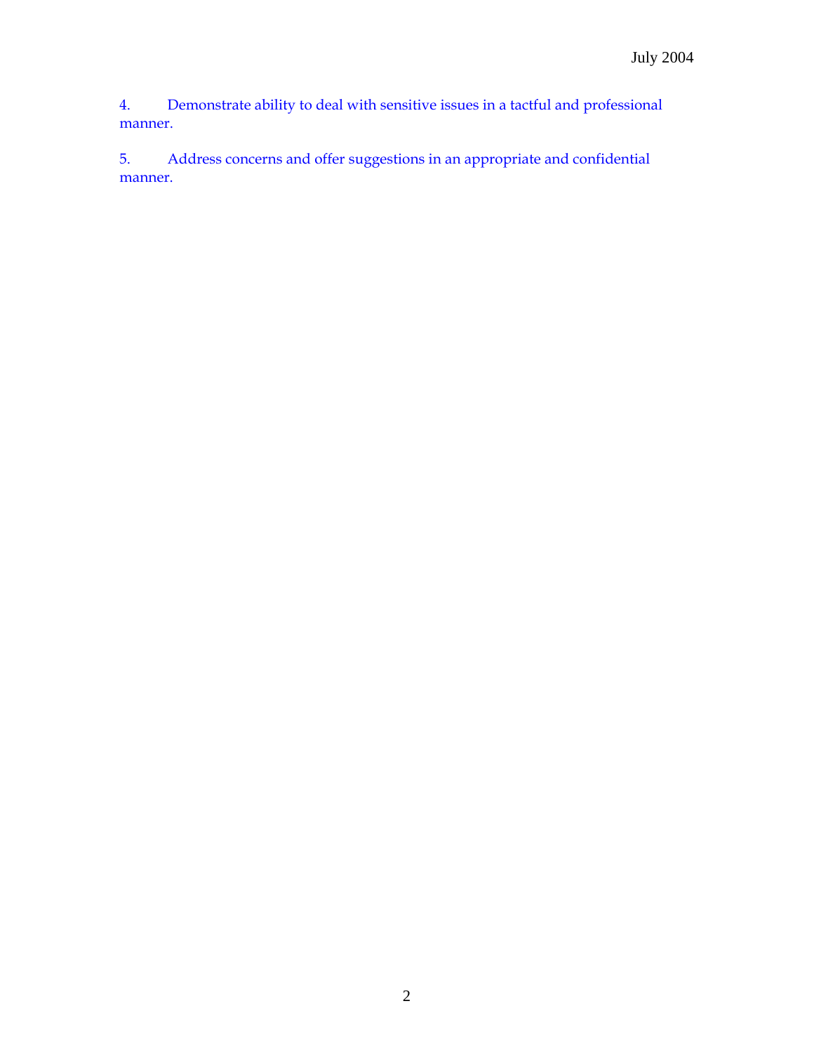4. Demonstrate ability to deal with sensitive issues in a tactful and professional manner.

5. Address concerns and offer suggestions in an appropriate and confidential manner.